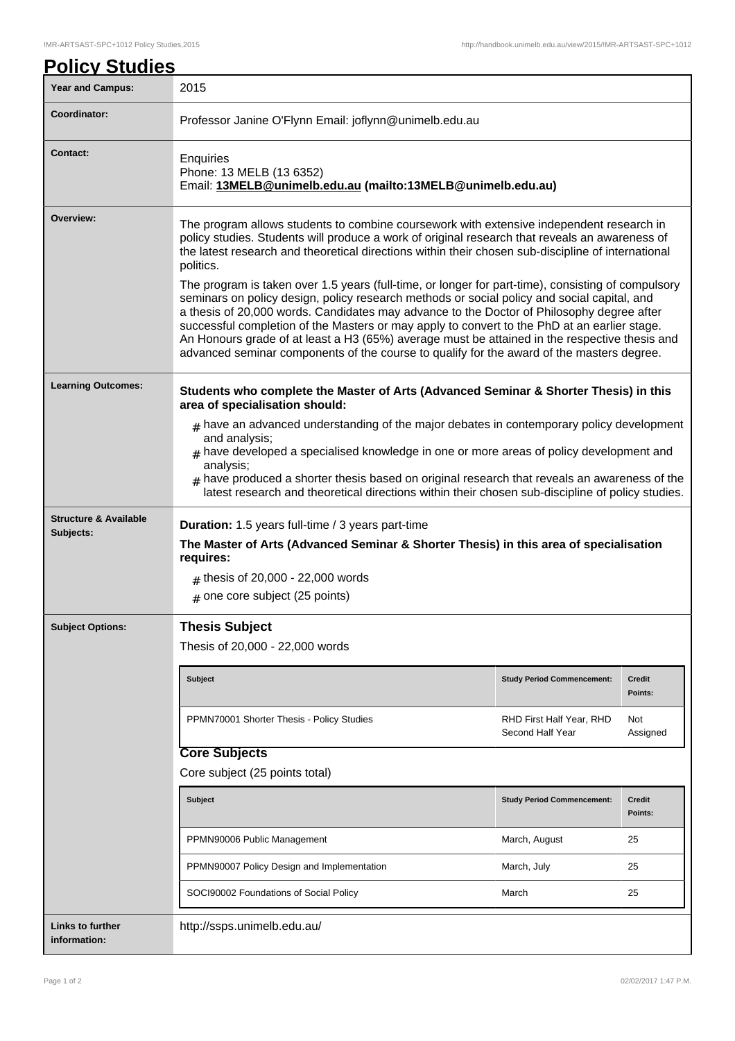# Policy Studies

| | |
|---|---|
| **Year and Campus:** | 2015 |
| **Coordinator:** | Professor Janine O'Flynn Email: joflynn@unimelb.edu.au |
| **Contact:** | Enquiries<br>Phone: 13 MELB (13 6352)<br>Email: **13MELB@unimelb.edu.au (mailto:13MELB@unimelb.edu.au)** |
| **Overview:** | The program allows students to combine coursework with extensive independent research in policy studies. Students will produce a work of original research that reveals an awareness of the latest research and theoretical directions within their chosen sub-discipline of international politics.<br><br>The program is taken over 1.5 years (full-time, or longer for part-time), consisting of compulsory seminars on policy design, policy research methods or social policy and social capital, and a thesis of 20,000 words. Candidates may advance to the Doctor of Philosophy degree after successful completion of the Masters or may apply to convert to the PhD at an earlier stage. An Honours grade of at least a H3 (65%) average must be attained in the respective thesis and advanced seminar components of the course to qualify for the award of the masters degree. |
| **Learning Outcomes:** | **Students who complete the Master of Arts (Advanced Seminar & Shorter Thesis) in this area of specialisation should:**<br># have an advanced understanding of the major debates in contemporary policy development and analysis;<br># have developed a specialised knowledge in one or more areas of policy development and analysis;<br># have produced a shorter thesis based on original research that reveals an awareness of the latest research and theoretical directions within their chosen sub-discipline of policy studies. |
| **Structure & Available Subjects:** | **Duration:** 1.5 years full-time / 3 years part-time<br>**The Master of Arts (Advanced Seminar & Shorter Thesis) in this area of specialisation requires:**<br># thesis of 20,000 - 22,000 words<br># one core subject (25 points) |
| **Subject Options:** | See below |
| **Links to further information:** | http://ssps.unimelb.edu.au/ |

## Subject Options

### Thesis Subject

Thesis of 20,000 - 22,000 words

| Subject | Study Period Commencement: | Credit Points: |
|---|---|---|
| PPMN70001 Shorter Thesis - Policy Studies | RHD First Half Year, RHD Second Half Year | Not Assigned |

### Core Subjects

Core subject (25 points total)

| Subject | Study Period Commencement: | Credit Points: |
|---|---|---|
| PPMN90006 Public Management | March, August | 25 |
| PPMN90007 Policy Design and Implementation | March, July | 25 |
| SOCI90002 Foundations of Social Policy | March | 25 |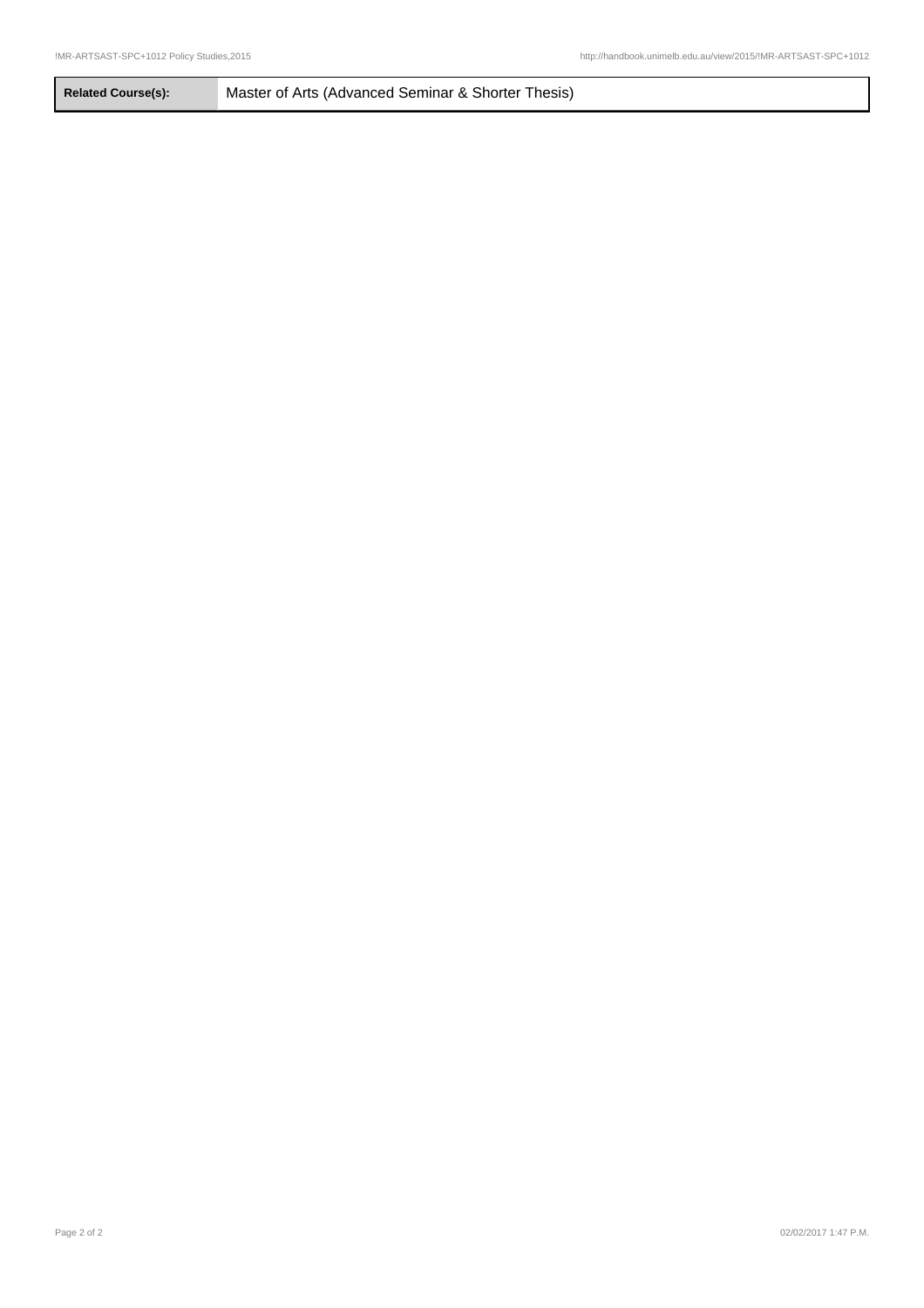| | |
|---|---|
| **Related Course(s):** | Master of Arts (Advanced Seminar & Shorter Thesis) |